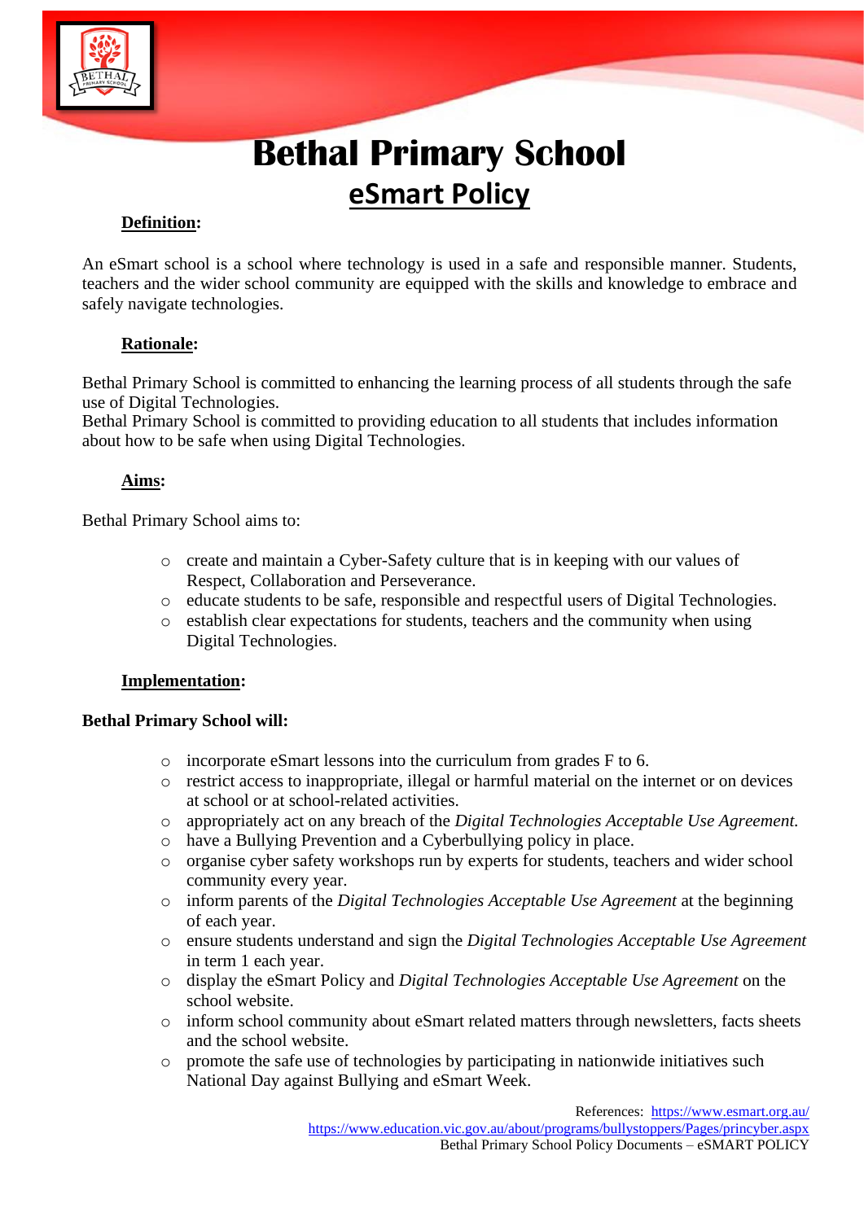# Bethal Primary School

## eSmart Policy

### Definition:

An eSmart school is a school where technology is used in a safe and responsible manner. Students, teachers and the wider school community are equipped with the skills and knowledge to embrace and safely navigate technologies.

### Rationale:

Bethal Primary School is committed to enhancing the learning process of all students through the safe use of Digital Technologies.
Bethal Primary School is committed to providing education to all students that includes information about how to be safe when using Digital Technologies.

### Aims:

Bethal Primary School aims to:

- create and maintain a Cyber-Safety culture that is in keeping with our values of Respect, Collaboration and Perseverance.
- educate students to be safe, responsible and respectful users of Digital Technologies.
- establish clear expectations for students, teachers and the community when using Digital Technologies.

### Implementation:

**Bethal Primary School will:**

- incorporate eSmart lessons into the curriculum from grades F to 6.
- restrict access to inappropriate, illegal or harmful material on the internet or on devices at school or at school-related activities.
- appropriately act on any breach of the *Digital Technologies Acceptable Use Agreement.*
- have a Bullying Prevention and a Cyberbullying policy in place.
- organise cyber safety workshops run by experts for students, teachers and wider school community every year.
- inform parents of the *Digital Technologies Acceptable Use Agreement* at the beginning of each year.
- ensure students understand and sign the *Digital Technologies Acceptable Use Agreement* in term 1 each year.
- display the eSmart Policy and *Digital Technologies Acceptable Use Agreement* on the school website.
- inform school community about eSmart related matters through newsletters, facts sheets and the school website.
- promote the safe use of technologies by participating in nationwide initiatives such National Day against Bullying and eSmart Week.

References: https://www.esmart.org.au/
https://www.education.vic.gov.au/about/programs/bullystoppers/Pages/princyber.aspx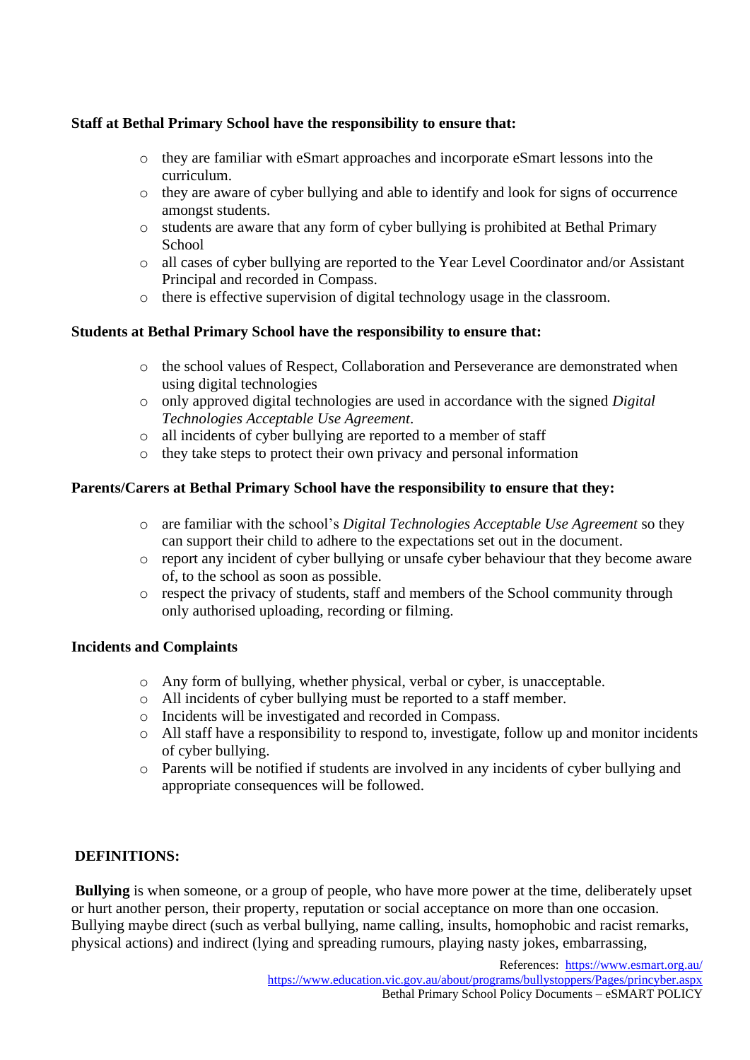**Staff at Bethal Primary School have the responsibility to ensure that:**

- they are familiar with eSmart approaches and incorporate eSmart lessons into the curriculum.
- they are aware of cyber bullying and able to identify and look for signs of occurrence amongst students.
- students are aware that any form of cyber bullying is prohibited at Bethal Primary School
- all cases of cyber bullying are reported to the Year Level Coordinator and/or Assistant Principal and recorded in Compass.
- there is effective supervision of digital technology usage in the classroom.

**Students at Bethal Primary School have the responsibility to ensure that:**

- the school values of Respect, Collaboration and Perseverance are demonstrated when using digital technologies
- only approved digital technologies are used in accordance with the signed *Digital Technologies Acceptable Use Agreement*.
- all incidents of cyber bullying are reported to a member of staff
- they take steps to protect their own privacy and personal information

**Parents/Carers at Bethal Primary School have the responsibility to ensure that they:**

- are familiar with the school's *Digital Technologies Acceptable Use Agreement* so they can support their child to adhere to the expectations set out in the document.
- report any incident of cyber bullying or unsafe cyber behaviour that they become aware of, to the school as soon as possible.
- respect the privacy of students, staff and members of the School community through only authorised uploading, recording or filming.

**Incidents and Complaints**

- Any form of bullying, whether physical, verbal or cyber, is unacceptable.
- All incidents of cyber bullying must be reported to a staff member.
- Incidents will be investigated and recorded in Compass.
- All staff have a responsibility to respond to, investigate, follow up and monitor incidents of cyber bullying.
- Parents will be notified if students are involved in any incidents of cyber bullying and appropriate consequences will be followed.

**DEFINITIONS:**

**Bullying** is when someone, or a group of people, who have more power at the time, deliberately upset or hurt another person, their property, reputation or social acceptance on more than one occasion. Bullying maybe direct (such as verbal bullying, name calling, insults, homophobic and racist remarks, physical actions) and indirect (lying and spreading rumours, playing nasty jokes, embarrassing,

References: https://www.esmart.org.au/
https://www.education.vic.gov.au/about/programs/bullystoppers/Pages/princyber.aspx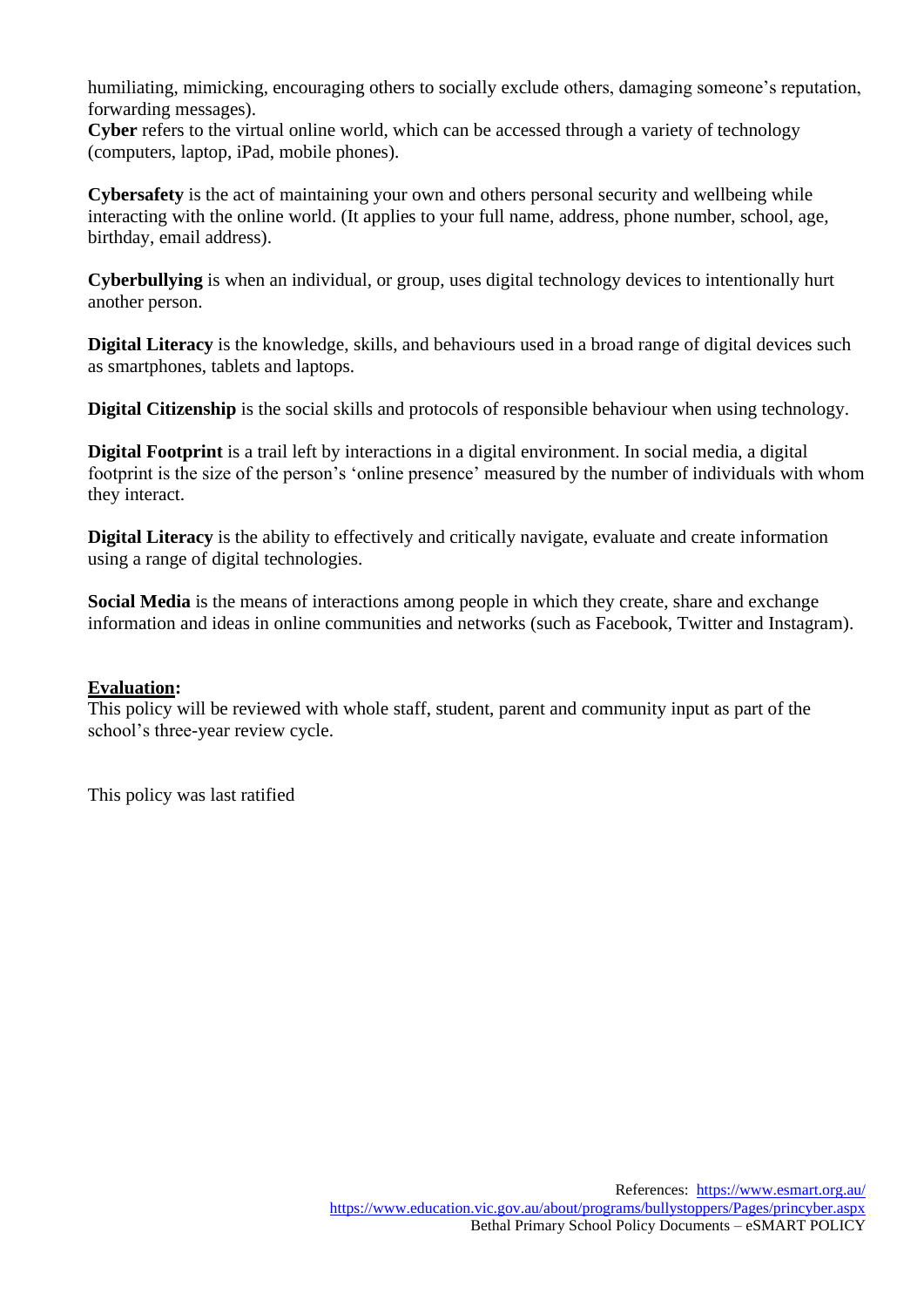humiliating, mimicking, encouraging others to socially exclude others, damaging someone's reputation, forwarding messages).
**Cyber** refers to the virtual online world, which can be accessed through a variety of technology (computers, laptop, iPad, mobile phones).

**Cybersafety** is the act of maintaining your own and others personal security and wellbeing while interacting with the online world. (It applies to your full name, address, phone number, school, age, birthday, email address).

**Cyberbullying** is when an individual, or group, uses digital technology devices to intentionally hurt another person.

**Digital Literacy** is the knowledge, skills, and behaviours used in a broad range of digital devices such as smartphones, tablets and laptops.

**Digital Citizenship** is the social skills and protocols of responsible behaviour when using technology.

**Digital Footprint** is a trail left by interactions in a digital environment. In social media, a digital footprint is the size of the person's 'online presence' measured by the number of individuals with whom they interact.

**Digital Literacy** is the ability to effectively and critically navigate, evaluate and create information using a range of digital technologies.

**Social Media** is the means of interactions among people in which they create, share and exchange information and ideas in online communities and networks (such as Facebook, Twitter and Instagram).

**Evaluation:**
This policy will be reviewed with whole staff, student, parent and community input as part of the school's three-year review cycle.

This policy was last ratified

References: https://www.esmart.org.au/
https://www.education.vic.gov.au/about/programs/bullystoppers/Pages/princyber.aspx